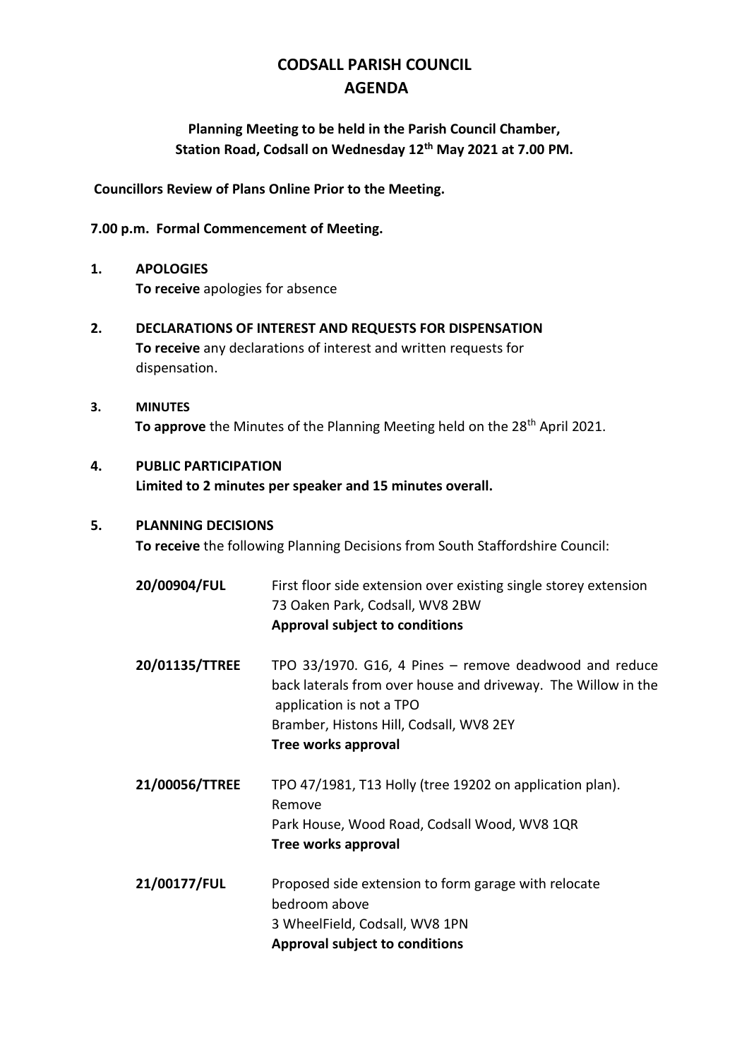# CODSALL PARISH COUNCIL
# AGENDA

**Planning Meeting to be held in the Parish Council Chamber, Station Road, Codsall on Wednesday 12th May 2021 at 7.00 PM.**

**Councillors Review of Plans Online Prior to the Meeting.**

**7.00 p.m. Formal Commencement of Meeting.**

**1. APOLOGIES**

**To receive** apologies for absence

**2. DECLARATIONS OF INTEREST AND REQUESTS FOR DISPENSATION**

**To receive** any declarations of interest and written requests for dispensation.

**3. MINUTES**

**To approve** the Minutes of the Planning Meeting held on the 28th April 2021.

**4. PUBLIC PARTICIPATION**

**Limited to 2 minutes per speaker and 15 minutes overall.**

**5. PLANNING DECISIONS**

**To receive** the following Planning Decisions from South Staffordshire Council:

**20/00904/FUL**
First floor side extension over existing single storey extension
73 Oaken Park, Codsall, WV8 2BW
**Approval subject to conditions**

**20/01135/TTREE**
TPO 33/1970. G16, 4 Pines – remove deadwood and reduce back laterals from over house and driveway. The Willow in the application is not a TPO
Bramber, Histons Hill, Codsall, WV8 2EY
**Tree works approval**

**21/00056/TTREE**
TPO 47/1981, T13 Holly (tree 19202 on application plan). Remove
Park House, Wood Road, Codsall Wood, WV8 1QR
**Tree works approval**

**21/00177/FUL**
Proposed side extension to form garage with relocate bedroom above
3 WheelField, Codsall, WV8 1PN
**Approval subject to conditions**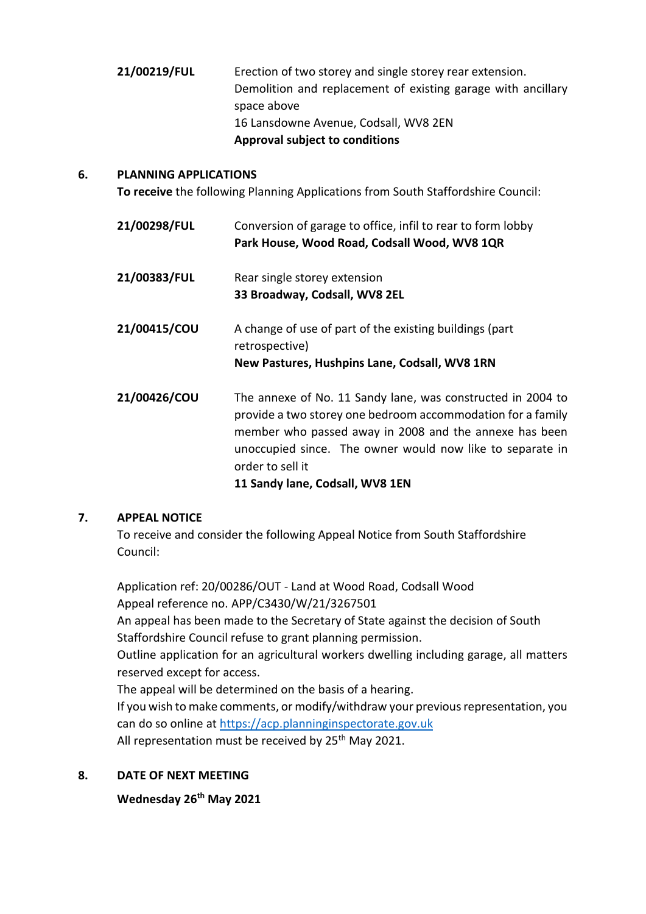| | |
|---|---|
| **21/00219/FUL** | Erection of two storey and single storey rear extension. Demolition and replacement of existing garage with ancillary space above<br>16 Lansdowne Avenue, Codsall, WV8 2EN<br>**Approval subject to conditions** |

## 6. PLANNING APPLICATIONS

**To receive** the following Planning Applications from South Staffordshire Council:

| | |
|---|---|
| **21/00298/FUL** | Conversion of garage to office, infil to rear to form lobby<br>**Park House, Wood Road, Codsall Wood, WV8 1QR** |
| **21/00383/FUL** | Rear single storey extension<br>**33 Broadway, Codsall, WV8 2EL** |
| **21/00415/COU** | A change of use of part of the existing buildings (part retrospective)<br>**New Pastures, Hushpins Lane, Codsall, WV8 1RN** |
| **21/00426/COU** | The annexe of No. 11 Sandy lane, was constructed in 2004 to provide a two storey one bedroom accommodation for a family member who passed away in 2008 and the annexe has been unoccupied since. The owner would now like to separate in order to sell it<br>**11 Sandy lane, Codsall, WV8 1EN** |

## 7. APPEAL NOTICE

To receive and consider the following Appeal Notice from South Staffordshire Council:

Application ref: 20/00286/OUT - Land at Wood Road, Codsall Wood
Appeal reference no. APP/C3430/W/21/3267501
An appeal has been made to the Secretary of State against the decision of South Staffordshire Council refuse to grant planning permission.
Outline application for an agricultural workers dwelling including garage, all matters reserved except for access.
The appeal will be determined on the basis of a hearing.
If you wish to make comments, or modify/withdraw your previous representation, you can do so online at https://acp.planninginspectorate.gov.uk
All representation must be received by 25th May 2021.

## 8. DATE OF NEXT MEETING

**Wednesday 26th May 2021**